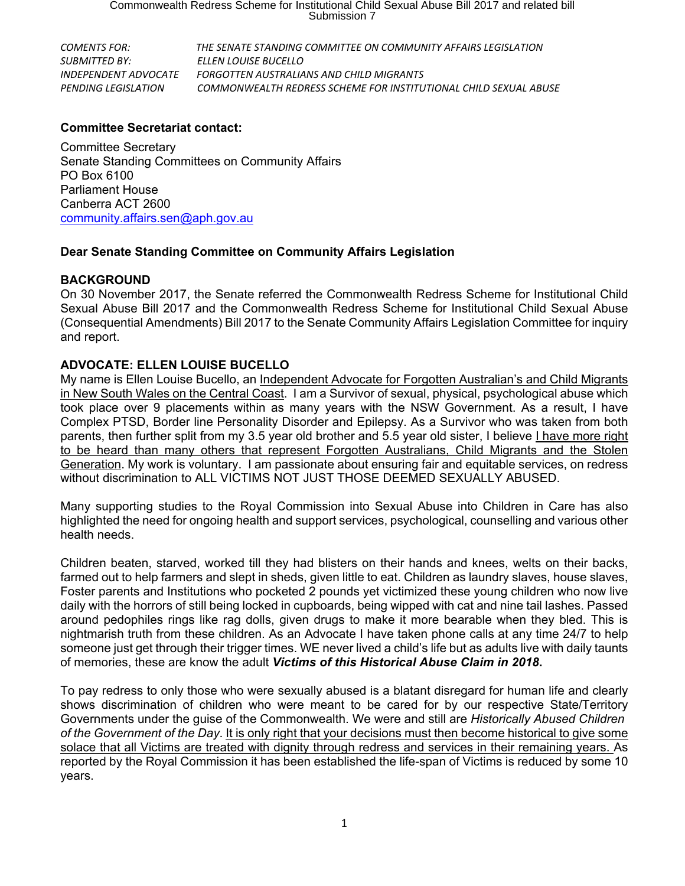| | |
|---|---|
| *COMENTS FOR:* | *THE SENATE STANDING COMMITTEE ON COMMUNITY AFFAIRS LEGISLATION* |
| *SUBMITTED BY:* | *ELLEN LOUISE BUCELLO* |
| *INDEPENDENT ADVOCATE* | *FORGOTTEN AUSTRALIANS AND CHILD MIGRANTS* |
| *PENDING LEGISLATION* | *COMMONWEALTH REDRESS SCHEME FOR INSTITUTIONAL CHILD SEXUAL ABUSE* |

**Committee Secretariat contact:**

Committee Secretary
Senate Standing Committees on Community Affairs
PO Box 6100
Parliament House
Canberra ACT 2600
community.affairs.sen@aph.gov.au

**Dear Senate Standing Committee on Community Affairs Legislation**

**BACKGROUND**

On 30 November 2017, the Senate referred the Commonwealth Redress Scheme for Institutional Child Sexual Abuse Bill 2017 and the Commonwealth Redress Scheme for Institutional Child Sexual Abuse (Consequential Amendments) Bill 2017 to the Senate Community Affairs Legislation Committee for inquiry and report.

**ADVOCATE: ELLEN LOUISE BUCELLO**

My name is Ellen Louise Bucello, an <u>Independent Advocate for Forgotten Australian's and Child Migrants in New South Wales on the Central Coast</u>. I am a Survivor of sexual, physical, psychological abuse which took place over 9 placements within as many years with the NSW Government. As a result, I have Complex PTSD, Border line Personality Disorder and Epilepsy. As a Survivor who was taken from both parents, then further split from my 3.5 year old brother and 5.5 year old sister, I believe <u>I have more right to be heard than many others that represent Forgotten Australians, Child Migrants and the Stolen Generation</u>. My work is voluntary. I am passionate about ensuring fair and equitable services, on redress without discrimination to ALL VICTIMS NOT JUST THOSE DEEMED SEXUALLY ABUSED.

Many supporting studies to the Royal Commission into Sexual Abuse into Children in Care has also highlighted the need for ongoing health and support services, psychological, counselling and various other health needs.

Children beaten, starved, worked till they had blisters on their hands and knees, welts on their backs, farmed out to help farmers and slept in sheds, given little to eat. Children as laundry slaves, house slaves, Foster parents and Institutions who pocketed 2 pounds yet victimized these young children who now live daily with the horrors of still being locked in cupboards, being wipped with cat and nine tail lashes. Passed around pedophiles rings like rag dolls, given drugs to make it more bearable when they bled. This is nightmarish truth from these children. As an Advocate I have taken phone calls at any time 24/7 to help someone just get through their trigger times. WE never lived a child's life but as adults live with daily taunts of memories, these are know the adult ***Victims of this Historical Abuse Claim in 2018*****.**

To pay redress to only those who were sexually abused is a blatant disregard for human life and clearly shows discrimination of children who were meant to be cared for by our respective State/Territory Governments under the guise of the Commonwealth. We were and still are *Historically Abused Children of the Government of the Day*. <u>It is only right that your decisions must then become historical to give some solace that all Victims are treated with dignity through redress and services in their remaining years.</u> As reported by the Royal Commission it has been established the life-span of Victims is reduced by some 10 years.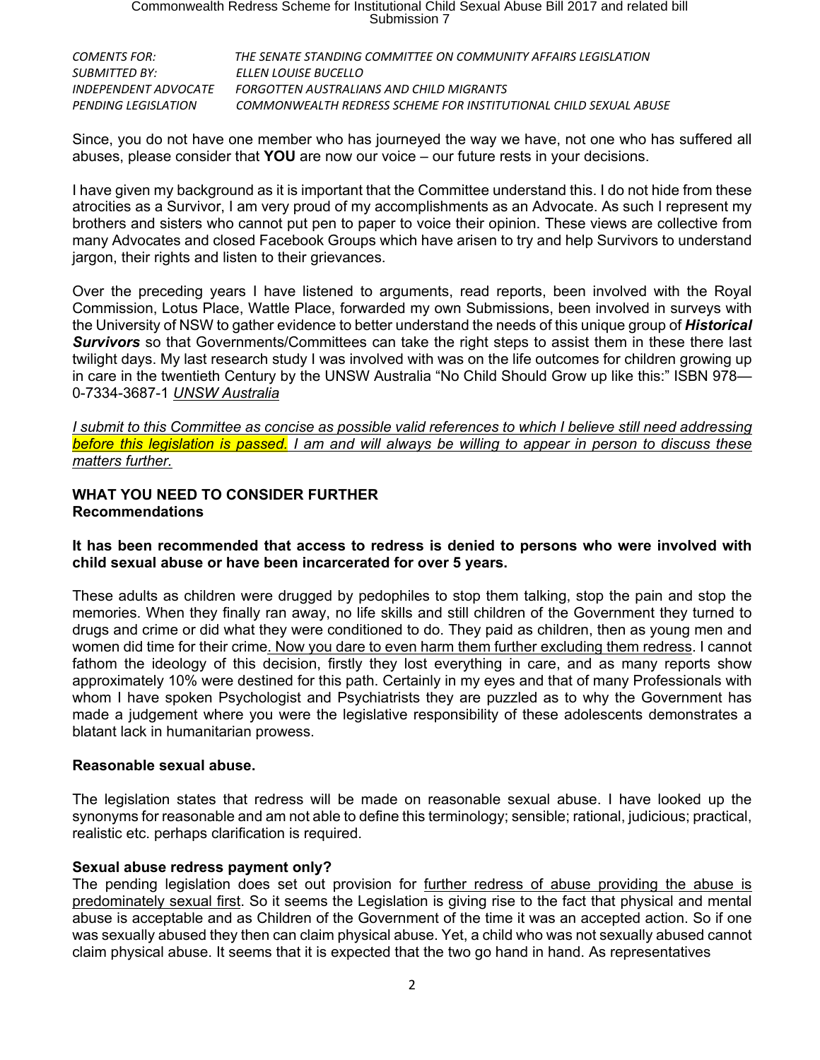*COMENTS FOR: THE SENATE STANDING COMMITTEE ON COMMUNITY AFFAIRS LEGISLATION*
*SUBMITTED BY: ELLEN LOUISE BUCELLO*
*INDEPENDENT ADVOCATE FORGOTTEN AUSTRALIANS AND CHILD MIGRANTS*
*PENDING LEGISLATION COMMONWEALTH REDRESS SCHEME FOR INSTITUTIONAL CHILD SEXUAL ABUSE*

Since, you do not have one member who has journeyed the way we have, not one who has suffered all abuses, please consider that **YOU** are now our voice – our future rests in your decisions.

I have given my background as it is important that the Committee understand this. I do not hide from these atrocities as a Survivor, I am very proud of my accomplishments as an Advocate. As such I represent my brothers and sisters who cannot put pen to paper to voice their opinion. These views are collective from many Advocates and closed Facebook Groups which have arisen to try and help Survivors to understand jargon, their rights and listen to their grievances.

Over the preceding years I have listened to arguments, read reports, been involved with the Royal Commission, Lotus Place, Wattle Place, forwarded my own Submissions, been involved in surveys with the University of NSW to gather evidence to better understand the needs of this unique group of ***Historical Survivors*** so that Governments/Committees can take the right steps to assist them in these there last twilight days. My last research study I was involved with was on the life outcomes for children growing up in care in the twentieth Century by the UNSW Australia "No Child Should Grow up like this:" ISBN 978—0-7334-3687-1 *UNSW Australia*

*I submit to this Committee as concise as possible valid references to which I believe still need addressing before this legislation is passed. I am and will always be willing to appear in person to discuss these matters further.*

**WHAT YOU NEED TO CONSIDER FURTHER**
**Recommendations**

**It has been recommended that access to redress is denied to persons who were involved with child sexual abuse or have been incarcerated for over 5 years.**

These adults as children were drugged by pedophiles to stop them talking, stop the pain and stop the memories. When they finally ran away, no life skills and still children of the Government they turned to drugs and crime or did what they were conditioned to do. They paid as children, then as young men and women did time for their crime. Now you dare to even harm them further excluding them redress. I cannot fathom the ideology of this decision, firstly they lost everything in care, and as many reports show approximately 10% were destined for this path. Certainly in my eyes and that of many Professionals with whom I have spoken Psychologist and Psychiatrists they are puzzled as to why the Government has made a judgement where you were the legislative responsibility of these adolescents demonstrates a blatant lack in humanitarian prowess.

**Reasonable sexual abuse.**

The legislation states that redress will be made on reasonable sexual abuse. I have looked up the synonyms for reasonable and am not able to define this terminology; sensible; rational, judicious; practical, realistic etc. perhaps clarification is required.

**Sexual abuse redress payment only?**

The pending legislation does set out provision for further redress of abuse providing the abuse is predominately sexual first. So it seems the Legislation is giving rise to the fact that physical and mental abuse is acceptable and as Children of the Government of the time it was an accepted action. So if one was sexually abused they then can claim physical abuse. Yet, a child who was not sexually abused cannot claim physical abuse. It seems that it is expected that the two go hand in hand. As representatives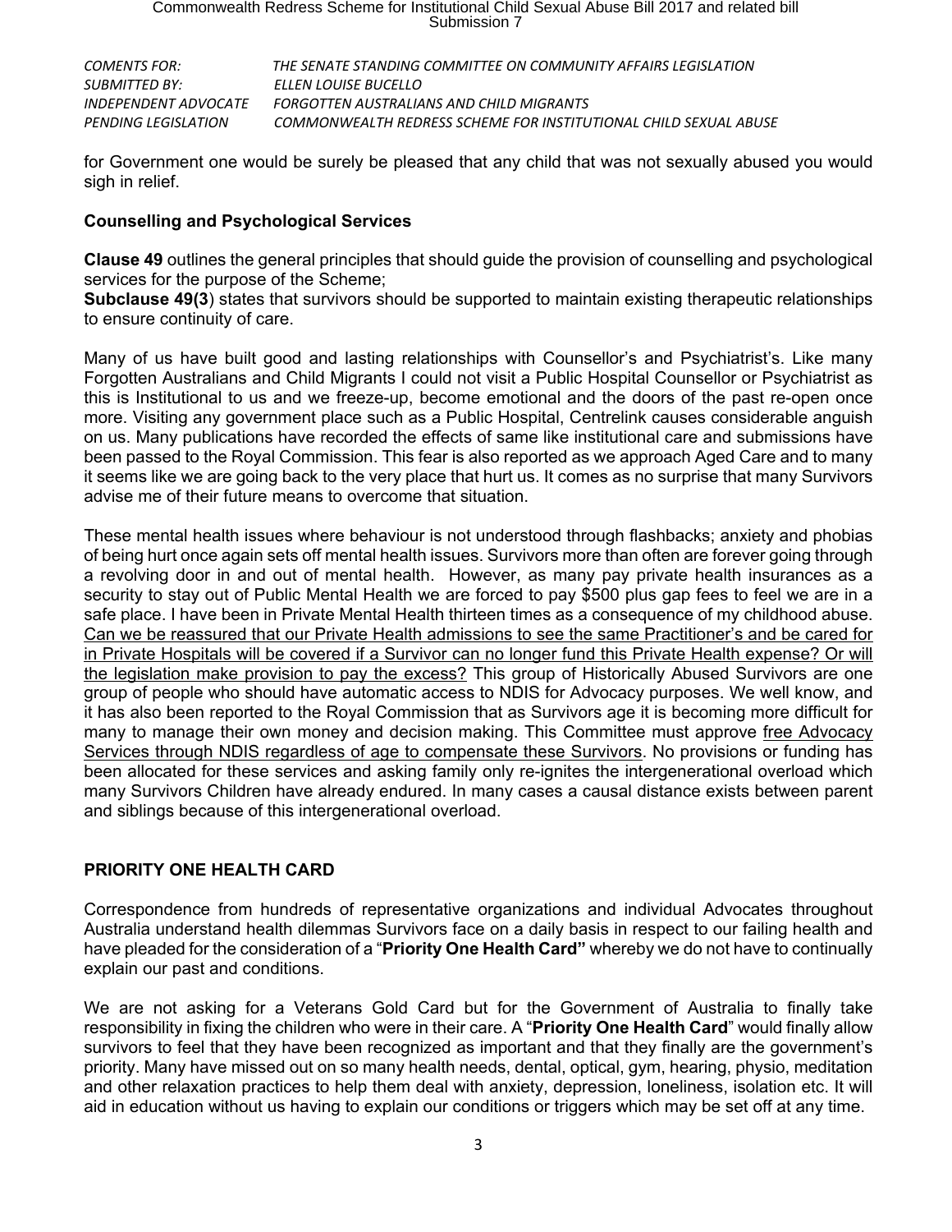*COMENTS FOR:* *THE SENATE STANDING COMMITTEE ON COMMUNITY AFFAIRS LEGISLATION*
*SUBMITTED BY:* *ELLEN LOUISE BUCELLO*
*INDEPENDENT ADVOCATE* *FORGOTTEN AUSTRALIANS AND CHILD MIGRANTS*
*PENDING LEGISLATION* *COMMONWEALTH REDRESS SCHEME FOR INSTITUTIONAL CHILD SEXUAL ABUSE*

for Government one would be surely be pleased that any child that was not sexually abused you would sigh in relief.

**Counselling and Psychological Services**

**Clause 49** outlines the general principles that should guide the provision of counselling and psychological services for the purpose of the Scheme;
**Subclause 49(3**) states that survivors should be supported to maintain existing therapeutic relationships to ensure continuity of care.

Many of us have built good and lasting relationships with Counsellor's and Psychiatrist's. Like many Forgotten Australians and Child Migrants I could not visit a Public Hospital Counsellor or Psychiatrist as this is Institutional to us and we freeze-up, become emotional and the doors of the past re-open once more. Visiting any government place such as a Public Hospital, Centrelink causes considerable anguish on us. Many publications have recorded the effects of same like institutional care and submissions have been passed to the Royal Commission. This fear is also reported as we approach Aged Care and to many it seems like we are going back to the very place that hurt us. It comes as no surprise that many Survivors advise me of their future means to overcome that situation.

These mental health issues where behaviour is not understood through flashbacks; anxiety and phobias of being hurt once again sets off mental health issues. Survivors more than often are forever going through a revolving door in and out of mental health. However, as many pay private health insurances as a security to stay out of Public Mental Health we are forced to pay $500 plus gap fees to feel we are in a safe place. I have been in Private Mental Health thirteen times as a consequence of my childhood abuse. <u>Can we be reassured that our Private Health admissions to see the same Practitioner's and be cared for in Private Hospitals will be covered if a Survivor can no longer fund this Private Health expense? Or will the legislation make provision to pay the excess?</u> This group of Historically Abused Survivors are one group of people who should have automatic access to NDIS for Advocacy purposes. We well know, and it has also been reported to the Royal Commission that as Survivors age it is becoming more difficult for many to manage their own money and decision making. This Committee must approve <u>free Advocacy Services through NDIS regardless of age to compensate these Survivors</u>. No provisions or funding has been allocated for these services and asking family only re-ignites the intergenerational overload which many Survivors Children have already endured. In many cases a causal distance exists between parent and siblings because of this intergenerational overload.

**PRIORITY ONE HEALTH CARD**

Correspondence from hundreds of representative organizations and individual Advocates throughout Australia understand health dilemmas Survivors face on a daily basis in respect to our failing health and have pleaded for the consideration of a "**Priority One Health Card"** whereby we do not have to continually explain our past and conditions.

We are not asking for a Veterans Gold Card but for the Government of Australia to finally take responsibility in fixing the children who were in their care. A "**Priority One Health Card**" would finally allow survivors to feel that they have been recognized as important and that they finally are the government's priority. Many have missed out on so many health needs, dental, optical, gym, hearing, physio, meditation and other relaxation practices to help them deal with anxiety, depression, loneliness, isolation etc. It will aid in education without us having to explain our conditions or triggers which may be set off at any time.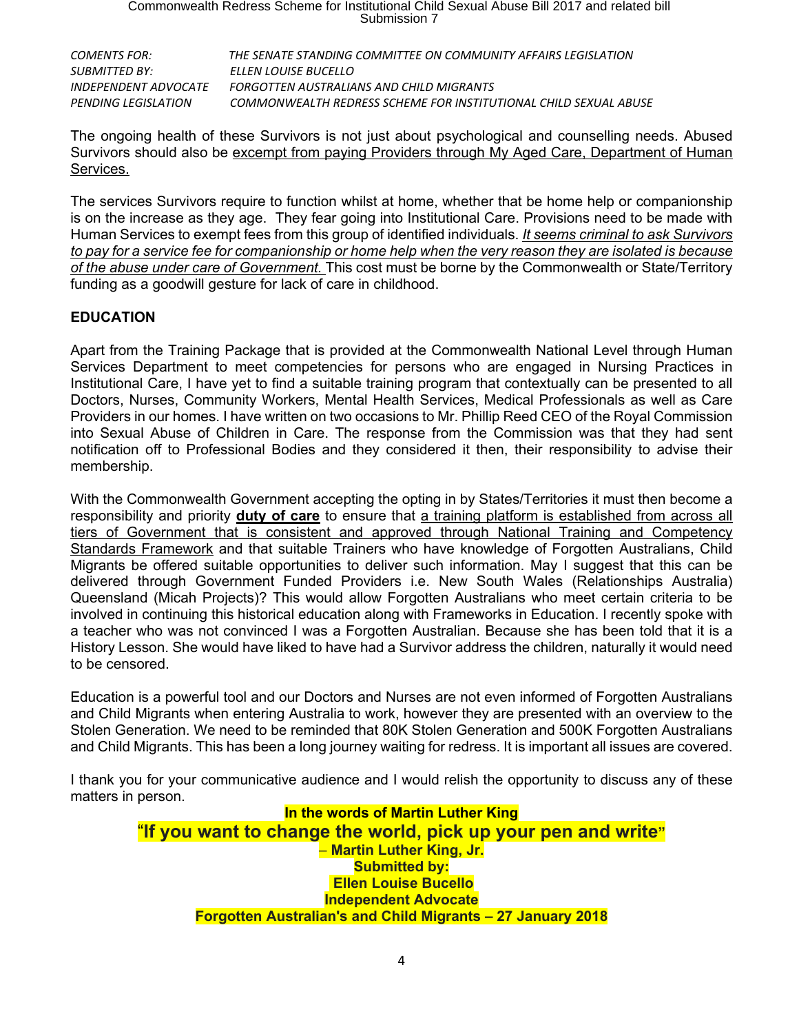| | |
|---|---|
| *COMENTS FOR:* | *THE SENATE STANDING COMMITTEE ON COMMUNITY AFFAIRS LEGISLATION* |
| *SUBMITTED BY:* | *ELLEN LOUISE BUCELLO* |
| *INDEPENDENT ADVOCATE* | *FORGOTTEN AUSTRALIANS AND CHILD MIGRANTS* |
| *PENDING LEGISLATION* | *COMMONWEALTH REDRESS SCHEME FOR INSTITUTIONAL CHILD SEXUAL ABUSE* |

The ongoing health of these Survivors is not just about psychological and counselling needs. Abused Survivors should also be excempt from paying Providers through My Aged Care, Department of Human Services.

The services Survivors require to function whilst at home, whether that be home help or companionship is on the increase as they age. They fear going into Institutional Care. Provisions need to be made with Human Services to exempt fees from this group of identified individuals. *It seems criminal to ask Survivors to pay for a service fee for companionship or home help when the very reason they are isolated is because of the abuse under care of Government.* This cost must be borne by the Commonwealth or State/Territory funding as a goodwill gesture for lack of care in childhood.

## EDUCATION

Apart from the Training Package that is provided at the Commonwealth National Level through Human Services Department to meet competencies for persons who are engaged in Nursing Practices in Institutional Care, I have yet to find a suitable training program that contextually can be presented to all Doctors, Nurses, Community Workers, Mental Health Services, Medical Professionals as well as Care Providers in our homes. I have written on two occasions to Mr. Phillip Reed CEO of the Royal Commission into Sexual Abuse of Children in Care. The response from the Commission was that they had sent notification off to Professional Bodies and they considered it then, their responsibility to advise their membership.

With the Commonwealth Government accepting the opting in by States/Territories it must then become a responsibility and priority **duty of care** to ensure that a training platform is established from across all tiers of Government that is consistent and approved through National Training and Competency Standards Framework and that suitable Trainers who have knowledge of Forgotten Australians, Child Migrants be offered suitable opportunities to deliver such information. May I suggest that this can be delivered through Government Funded Providers i.e. New South Wales (Relationships Australia) Queensland (Micah Projects)? This would allow Forgotten Australians who meet certain criteria to be involved in continuing this historical education along with Frameworks in Education. I recently spoke with a teacher who was not convinced I was a Forgotten Australian. Because she has been told that it is a History Lesson. She would have liked to have had a Survivor address the children, naturally it would need to be censored.

Education is a powerful tool and our Doctors and Nurses are not even informed of Forgotten Australians and Child Migrants when entering Australia to work, however they are presented with an overview to the Stolen Generation. We need to be reminded that 80K Stolen Generation and 500K Forgotten Australians and Child Migrants. This has been a long journey waiting for redress. It is important all issues are covered.

I thank you for your communicative audience and I would relish the opportunity to discuss any of these matters in person.

**In the words of Martin Luther King**

**"If you want to change the world, pick up your pen and write"**

**– Martin Luther King, Jr.**

**Submitted by:**

**Ellen Louise Bucello**

**Independent Advocate**

**Forgotten Australian's and Child Migrants – 27 January 2018**